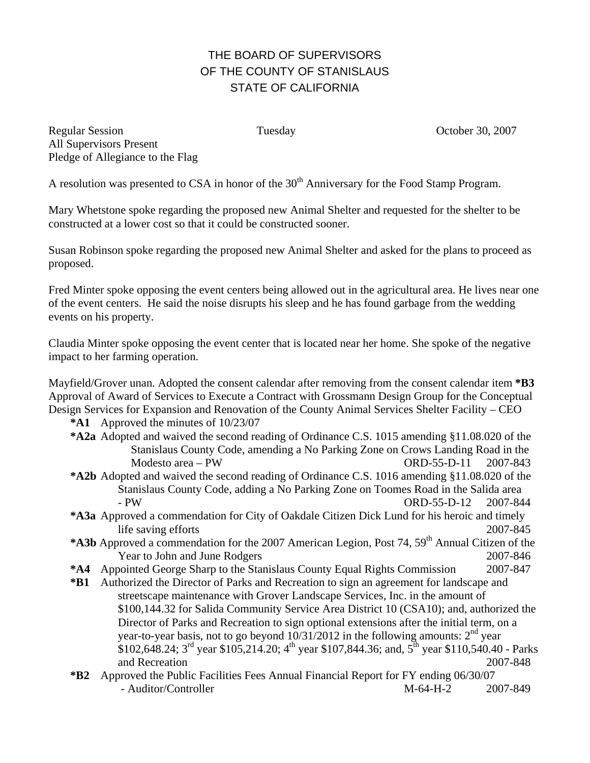# THE BOARD OF SUPERVISORS
# OF THE COUNTY OF STANISLAUS
# STATE OF CALIFORNIA

Regular Session Tuesday October 30, 2007
All Supervisors Present
Pledge of Allegiance to the Flag

A resolution was presented to CSA in honor of the 30th Anniversary for the Food Stamp Program.

Mary Whetstone spoke regarding the proposed new Animal Shelter and requested for the shelter to be constructed at a lower cost so that it could be constructed sooner.

Susan Robinson spoke regarding the proposed new Animal Shelter and asked for the plans to proceed as proposed.

Fred Minter spoke opposing the event centers being allowed out in the agricultural area. He lives near one of the event centers. He said the noise disrupts his sleep and he has found garbage from the wedding events on his property.

Claudia Minter spoke opposing the event center that is located near her home. She spoke of the negative impact to her farming operation.

Mayfield/Grover unan. Adopted the consent calendar after removing from the consent calendar item **\*B3** Approval of Award of Services to Execute a Contract with Grossmann Design Group for the Conceptual Design Services for Expansion and Renovation of the County Animal Services Shelter Facility – CEO

- **\*A1** Approved the minutes of 10/23/07
- **\*A2a** Adopted and waived the second reading of Ordinance C.S. 1015 amending §11.08.020 of the Stanislaus County Code, amending a No Parking Zone on Crows Landing Road in the Modesto area – PW ORD-55-D-11 2007-843
- **\*A2b** Adopted and waived the second reading of Ordinance C.S. 1016 amending §11.08.020 of the Stanislaus County Code, adding a No Parking Zone on Toomes Road in the Salida area - PW ORD-55-D-12 2007-844
- **\*A3a** Approved a commendation for City of Oakdale Citizen Dick Lund for his heroic and timely life saving efforts 2007-845
- **\*A3b** Approved a commendation for the 2007 American Legion, Post 74, 59th Annual Citizen of the Year to John and June Rodgers 2007-846
- **\*A4** Appointed George Sharp to the Stanislaus County Equal Rights Commission 2007-847
- **\*B1** Authorized the Director of Parks and Recreation to sign an agreement for landscape and streetscape maintenance with Grover Landscape Services, Inc. in the amount of $100,144.32 for Salida Community Service Area District 10 (CSA10); and, authorized the Director of Parks and Recreation to sign optional extensions after the initial term, on a year-to-year basis, not to go beyond 10/31/2012 in the following amounts: 2nd year $102,648.24; 3rd year $105,214.20; 4th year $107,844.36; and, 5th year $110,540.40 - Parks and Recreation 2007-848
- **\*B2** Approved the Public Facilities Fees Annual Financial Report for FY ending 06/30/07 - Auditor/Controller M-64-H-2 2007-849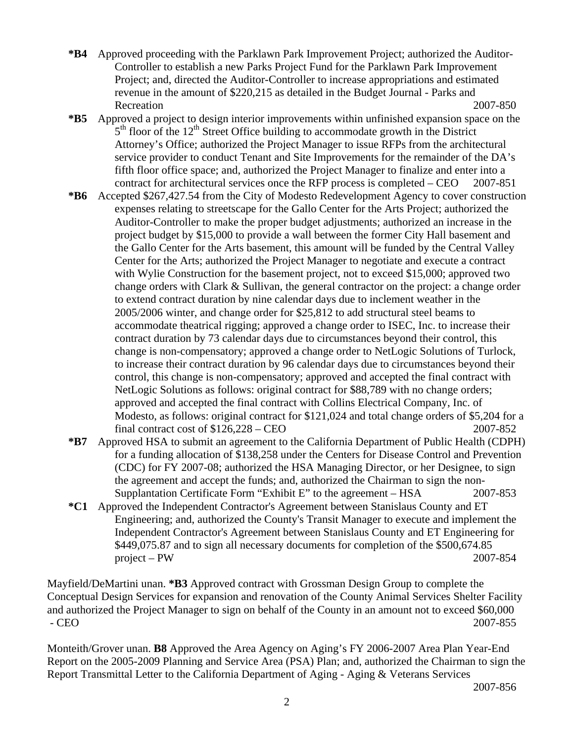**\*B4** Approved proceeding with the Parklawn Park Improvement Project; authorized the Auditor-Controller to establish a new Parks Project Fund for the Parklawn Park Improvement Project; and, directed the Auditor-Controller to increase appropriations and estimated revenue in the amount of $220,215 as detailed in the Budget Journal - Parks and Recreation 2007-850

**\*B5** Approved a project to design interior improvements within unfinished expansion space on the 5th floor of the 12th Street Office building to accommodate growth in the District Attorney's Office; authorized the Project Manager to issue RFPs from the architectural service provider to conduct Tenant and Site Improvements for the remainder of the DA's fifth floor office space; and, authorized the Project Manager to finalize and enter into a contract for architectural services once the RFP process is completed – CEO 2007-851

**\*B6** Accepted $267,427.54 from the City of Modesto Redevelopment Agency to cover construction expenses relating to streetscape for the Gallo Center for the Arts Project; authorized the Auditor-Controller to make the proper budget adjustments; authorized an increase in the project budget by $15,000 to provide a wall between the former City Hall basement and the Gallo Center for the Arts basement, this amount will be funded by the Central Valley Center for the Arts; authorized the Project Manager to negotiate and execute a contract with Wylie Construction for the basement project, not to exceed $15,000; approved two change orders with Clark & Sullivan, the general contractor on the project: a change order to extend contract duration by nine calendar days due to inclement weather in the 2005/2006 winter, and change order for $25,812 to add structural steel beams to accommodate theatrical rigging; approved a change order to ISEC, Inc. to increase their contract duration by 73 calendar days due to circumstances beyond their control, this change is non-compensatory; approved a change order to NetLogic Solutions of Turlock, to increase their contract duration by 96 calendar days due to circumstances beyond their control, this change is non-compensatory; approved and accepted the final contract with NetLogic Solutions as follows: original contract for $88,789 with no change orders; approved and accepted the final contract with Collins Electrical Company, Inc. of Modesto, as follows: original contract for $121,024 and total change orders of $5,204 for a final contract cost of $126,228 – CEO 2007-852

**\*B7** Approved HSA to submit an agreement to the California Department of Public Health (CDPH) for a funding allocation of $138,258 under the Centers for Disease Control and Prevention (CDC) for FY 2007-08; authorized the HSA Managing Director, or her Designee, to sign the agreement and accept the funds; and, authorized the Chairman to sign the non-Supplantation Certificate Form "Exhibit E" to the agreement – HSA 2007-853

**\*C1** Approved the Independent Contractor's Agreement between Stanislaus County and ET Engineering; and, authorized the County's Transit Manager to execute and implement the Independent Contractor's Agreement between Stanislaus County and ET Engineering for $449,075.87 and to sign all necessary documents for completion of the $500,674.85 project – PW 2007-854

Mayfield/DeMartini unan. **\*B3** Approved contract with Grossman Design Group to complete the Conceptual Design Services for expansion and renovation of the County Animal Services Shelter Facility and authorized the Project Manager to sign on behalf of the County in an amount not to exceed $60,000 - CEO 2007-855

Monteith/Grover unan. **B8** Approved the Area Agency on Aging's FY 2006-2007 Area Plan Year-End Report on the 2005-2009 Planning and Service Area (PSA) Plan; and, authorized the Chairman to sign the Report Transmittal Letter to the California Department of Aging - Aging & Veterans Services 2007-856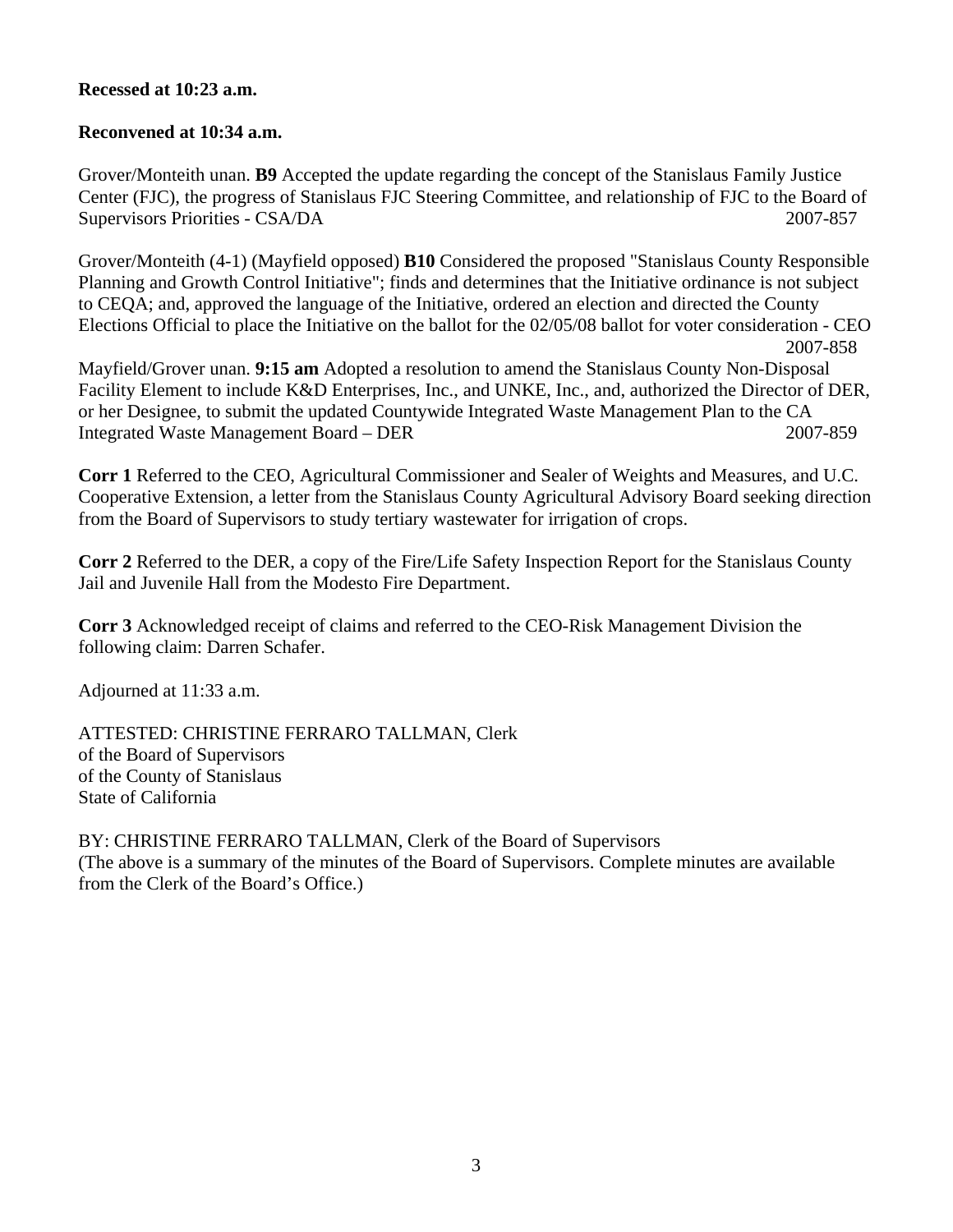**Recessed at 10:23 a.m.**

**Reconvened at 10:34 a.m.**

Grover/Monteith unan. **B9** Accepted the update regarding the concept of the Stanislaus Family Justice Center (FJC), the progress of Stanislaus FJC Steering Committee, and relationship of FJC to the Board of Supervisors Priorities - CSA/DA 2007-857

Grover/Monteith (4-1) (Mayfield opposed) **B10** Considered the proposed "Stanislaus County Responsible Planning and Growth Control Initiative"; finds and determines that the Initiative ordinance is not subject to CEQA; and, approved the language of the Initiative, ordered an election and directed the County Elections Official to place the Initiative on the ballot for the 02/05/08 ballot for voter consideration - CEO 2007-858

Mayfield/Grover unan. **9:15 am** Adopted a resolution to amend the Stanislaus County Non-Disposal Facility Element to include K&D Enterprises, Inc., and UNKE, Inc., and, authorized the Director of DER, or her Designee, to submit the updated Countywide Integrated Waste Management Plan to the CA Integrated Waste Management Board – DER 2007-859

**Corr 1** Referred to the CEO, Agricultural Commissioner and Sealer of Weights and Measures, and U.C. Cooperative Extension, a letter from the Stanislaus County Agricultural Advisory Board seeking direction from the Board of Supervisors to study tertiary wastewater for irrigation of crops.

**Corr 2** Referred to the DER, a copy of the Fire/Life Safety Inspection Report for the Stanislaus County Jail and Juvenile Hall from the Modesto Fire Department.

**Corr 3** Acknowledged receipt of claims and referred to the CEO-Risk Management Division the following claim: Darren Schafer.

Adjourned at 11:33 a.m.

ATTESTED: CHRISTINE FERRARO TALLMAN, Clerk
of the Board of Supervisors
of the County of Stanislaus
State of California

BY: CHRISTINE FERRARO TALLMAN, Clerk of the Board of Supervisors
(The above is a summary of the minutes of the Board of Supervisors. Complete minutes are available from the Clerk of the Board's Office.)